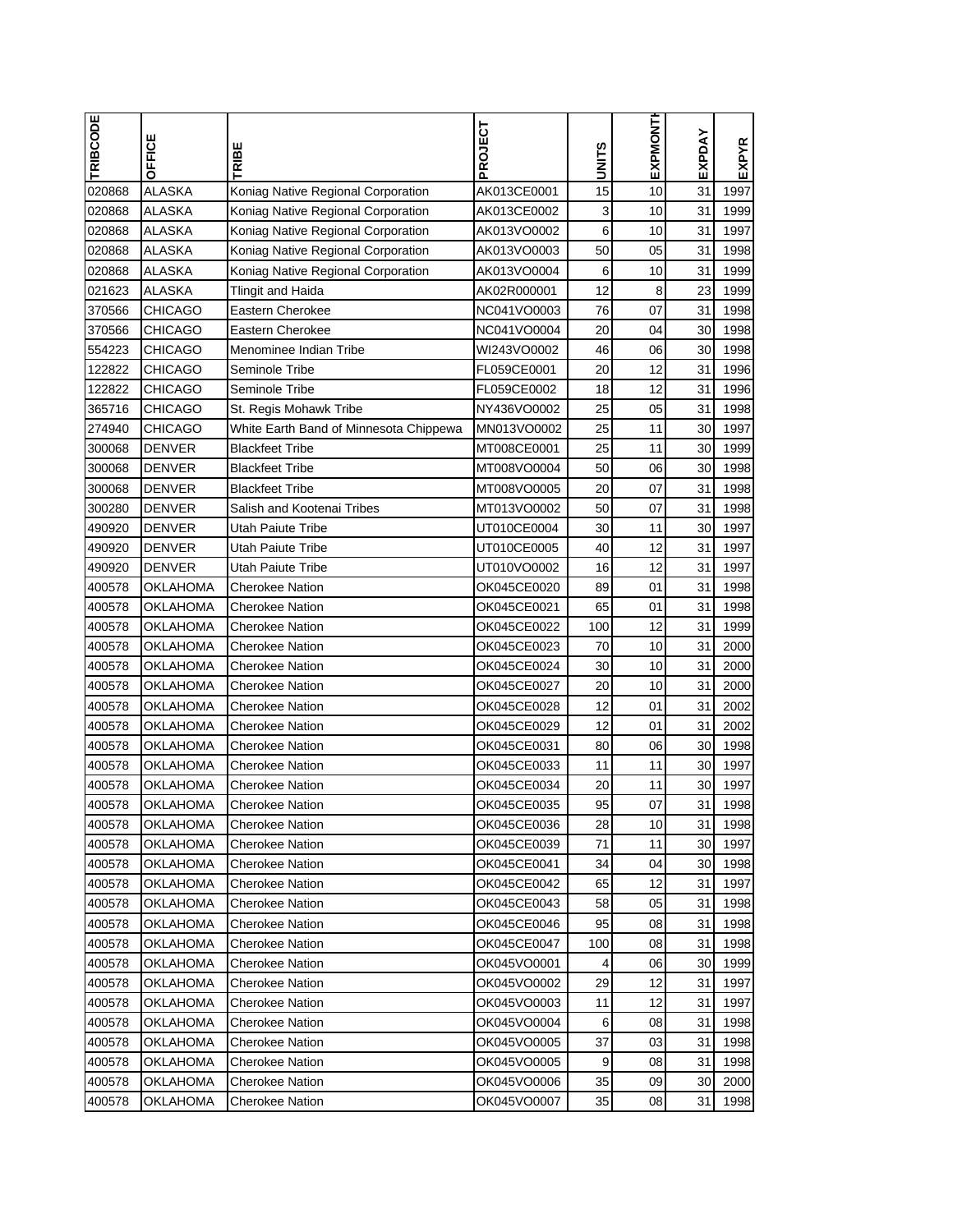| TRIBCODE | OFFICE | TRIBE | PROJECT | UNITS | EXPMONTH | EXPDAY | EXPYR |
|---|---|---|---|---|---|---|---|
| 020868 | ALASKA | Koniag Native Regional Corporation | AK013CE0001 | 15 | 10 | 31 | 1997 |
| 020868 | ALASKA | Koniag Native Regional Corporation | AK013CE0002 | 3 | 10 | 31 | 1999 |
| 020868 | ALASKA | Koniag Native Regional Corporation | AK013VO0002 | 6 | 10 | 31 | 1997 |
| 020868 | ALASKA | Koniag Native Regional Corporation | AK013VO0003 | 50 | 05 | 31 | 1998 |
| 020868 | ALASKA | Koniag Native Regional Corporation | AK013VO0004 | 6 | 10 | 31 | 1999 |
| 021623 | ALASKA | Tlingit and Haida | AK02R000001 | 12 | 8 | 23 | 1999 |
| 370566 | CHICAGO | Eastern Cherokee | NC041VO0003 | 76 | 07 | 31 | 1998 |
| 370566 | CHICAGO | Eastern Cherokee | NC041VO0004 | 20 | 04 | 30 | 1998 |
| 554223 | CHICAGO | Menominee Indian Tribe | WI243VO0002 | 46 | 06 | 30 | 1998 |
| 122822 | CHICAGO | Seminole Tribe | FL059CE0001 | 20 | 12 | 31 | 1996 |
| 122822 | CHICAGO | Seminole Tribe | FL059CE0002 | 18 | 12 | 31 | 1996 |
| 365716 | CHICAGO | St. Regis Mohawk Tribe | NY436VO0002 | 25 | 05 | 31 | 1998 |
| 274940 | CHICAGO | White Earth Band of Minnesota Chippewa | MN013VO0002 | 25 | 11 | 30 | 1997 |
| 300068 | DENVER | Blackfeet Tribe | MT008CE0001 | 25 | 11 | 30 | 1999 |
| 300068 | DENVER | Blackfeet Tribe | MT008VO0004 | 50 | 06 | 30 | 1998 |
| 300068 | DENVER | Blackfeet Tribe | MT008VO0005 | 20 | 07 | 31 | 1998 |
| 300280 | DENVER | Salish and Kootenai Tribes | MT013VO0002 | 50 | 07 | 31 | 1998 |
| 490920 | DENVER | Utah Paiute Tribe | UT010CE0004 | 30 | 11 | 30 | 1997 |
| 490920 | DENVER | Utah Paiute Tribe | UT010CE0005 | 40 | 12 | 31 | 1997 |
| 490920 | DENVER | Utah Paiute Tribe | UT010VO0002 | 16 | 12 | 31 | 1997 |
| 400578 | OKLAHOMA | Cherokee Nation | OK045CE0020 | 89 | 01 | 31 | 1998 |
| 400578 | OKLAHOMA | Cherokee Nation | OK045CE0021 | 65 | 01 | 31 | 1998 |
| 400578 | OKLAHOMA | Cherokee Nation | OK045CE0022 | 100 | 12 | 31 | 1999 |
| 400578 | OKLAHOMA | Cherokee Nation | OK045CE0023 | 70 | 10 | 31 | 2000 |
| 400578 | OKLAHOMA | Cherokee Nation | OK045CE0024 | 30 | 10 | 31 | 2000 |
| 400578 | OKLAHOMA | Cherokee Nation | OK045CE0027 | 20 | 10 | 31 | 2000 |
| 400578 | OKLAHOMA | Cherokee Nation | OK045CE0028 | 12 | 01 | 31 | 2002 |
| 400578 | OKLAHOMA | Cherokee Nation | OK045CE0029 | 12 | 01 | 31 | 2002 |
| 400578 | OKLAHOMA | Cherokee Nation | OK045CE0031 | 80 | 06 | 30 | 1998 |
| 400578 | OKLAHOMA | Cherokee Nation | OK045CE0033 | 11 | 11 | 30 | 1997 |
| 400578 | OKLAHOMA | Cherokee Nation | OK045CE0034 | 20 | 11 | 30 | 1997 |
| 400578 | OKLAHOMA | Cherokee Nation | OK045CE0035 | 95 | 07 | 31 | 1998 |
| 400578 | OKLAHOMA | Cherokee Nation | OK045CE0036 | 28 | 10 | 31 | 1998 |
| 400578 | OKLAHOMA | Cherokee Nation | OK045CE0039 | 71 | 11 | 30 | 1997 |
| 400578 | OKLAHOMA | Cherokee Nation | OK045CE0041 | 34 | 04 | 30 | 1998 |
| 400578 | OKLAHOMA | Cherokee Nation | OK045CE0042 | 65 | 12 | 31 | 1997 |
| 400578 | OKLAHOMA | Cherokee Nation | OK045CE0043 | 58 | 05 | 31 | 1998 |
| 400578 | OKLAHOMA | Cherokee Nation | OK045CE0046 | 95 | 08 | 31 | 1998 |
| 400578 | OKLAHOMA | Cherokee Nation | OK045CE0047 | 100 | 08 | 31 | 1998 |
| 400578 | OKLAHOMA | Cherokee Nation | OK045VO0001 | 4 | 06 | 30 | 1999 |
| 400578 | OKLAHOMA | Cherokee Nation | OK045VO0002 | 29 | 12 | 31 | 1997 |
| 400578 | OKLAHOMA | Cherokee Nation | OK045VO0003 | 11 | 12 | 31 | 1997 |
| 400578 | OKLAHOMA | Cherokee Nation | OK045VO0004 | 6 | 08 | 31 | 1998 |
| 400578 | OKLAHOMA | Cherokee Nation | OK045VO0005 | 37 | 03 | 31 | 1998 |
| 400578 | OKLAHOMA | Cherokee Nation | OK045VO0005 | 9 | 08 | 31 | 1998 |
| 400578 | OKLAHOMA | Cherokee Nation | OK045VO0006 | 35 | 09 | 30 | 2000 |
| 400578 | OKLAHOMA | Cherokee Nation | OK045VO0007 | 35 | 08 | 31 | 1998 |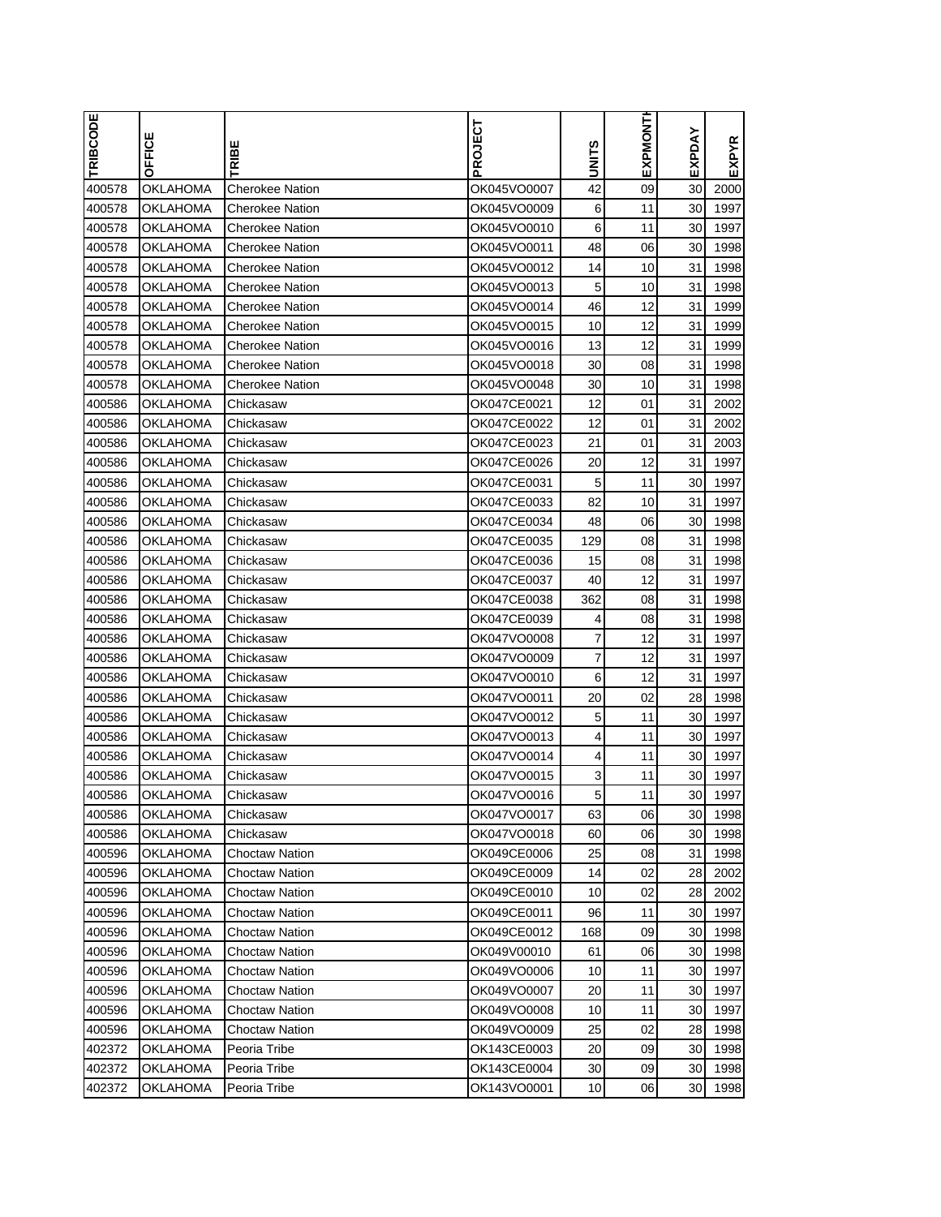| TRIBCODE | OFFICE | TRIBE | PROJECT | UNITS | EXPMONTH | EXPDAY | EXPYR |
|---|---|---|---|---|---|---|---|
| 400578 | OKLAHOMA | Cherokee Nation | OK045VO0007 | 42 | 09 | 30 | 2000 |
| 400578 | OKLAHOMA | Cherokee Nation | OK045VO0009 | 6 | 11 | 30 | 1997 |
| 400578 | OKLAHOMA | Cherokee Nation | OK045VO0010 | 6 | 11 | 30 | 1997 |
| 400578 | OKLAHOMA | Cherokee Nation | OK045VO0011 | 48 | 06 | 30 | 1998 |
| 400578 | OKLAHOMA | Cherokee Nation | OK045VO0012 | 14 | 10 | 31 | 1998 |
| 400578 | OKLAHOMA | Cherokee Nation | OK045VO0013 | 5 | 10 | 31 | 1998 |
| 400578 | OKLAHOMA | Cherokee Nation | OK045VO0014 | 46 | 12 | 31 | 1999 |
| 400578 | OKLAHOMA | Cherokee Nation | OK045VO0015 | 10 | 12 | 31 | 1999 |
| 400578 | OKLAHOMA | Cherokee Nation | OK045VO0016 | 13 | 12 | 31 | 1999 |
| 400578 | OKLAHOMA | Cherokee Nation | OK045VO0018 | 30 | 08 | 31 | 1998 |
| 400578 | OKLAHOMA | Cherokee Nation | OK045VO0048 | 30 | 10 | 31 | 1998 |
| 400586 | OKLAHOMA | Chickasaw | OK047CE0021 | 12 | 01 | 31 | 2002 |
| 400586 | OKLAHOMA | Chickasaw | OK047CE0022 | 12 | 01 | 31 | 2002 |
| 400586 | OKLAHOMA | Chickasaw | OK047CE0023 | 21 | 01 | 31 | 2003 |
| 400586 | OKLAHOMA | Chickasaw | OK047CE0026 | 20 | 12 | 31 | 1997 |
| 400586 | OKLAHOMA | Chickasaw | OK047CE0031 | 5 | 11 | 30 | 1997 |
| 400586 | OKLAHOMA | Chickasaw | OK047CE0033 | 82 | 10 | 31 | 1997 |
| 400586 | OKLAHOMA | Chickasaw | OK047CE0034 | 48 | 06 | 30 | 1998 |
| 400586 | OKLAHOMA | Chickasaw | OK047CE0035 | 129 | 08 | 31 | 1998 |
| 400586 | OKLAHOMA | Chickasaw | OK047CE0036 | 15 | 08 | 31 | 1998 |
| 400586 | OKLAHOMA | Chickasaw | OK047CE0037 | 40 | 12 | 31 | 1997 |
| 400586 | OKLAHOMA | Chickasaw | OK047CE0038 | 362 | 08 | 31 | 1998 |
| 400586 | OKLAHOMA | Chickasaw | OK047CE0039 | 4 | 08 | 31 | 1998 |
| 400586 | OKLAHOMA | Chickasaw | OK047VO0008 | 7 | 12 | 31 | 1997 |
| 400586 | OKLAHOMA | Chickasaw | OK047VO0009 | 7 | 12 | 31 | 1997 |
| 400586 | OKLAHOMA | Chickasaw | OK047VO0010 | 6 | 12 | 31 | 1997 |
| 400586 | OKLAHOMA | Chickasaw | OK047VO0011 | 20 | 02 | 28 | 1998 |
| 400586 | OKLAHOMA | Chickasaw | OK047VO0012 | 5 | 11 | 30 | 1997 |
| 400586 | OKLAHOMA | Chickasaw | OK047VO0013 | 4 | 11 | 30 | 1997 |
| 400586 | OKLAHOMA | Chickasaw | OK047VO0014 | 4 | 11 | 30 | 1997 |
| 400586 | OKLAHOMA | Chickasaw | OK047VO0015 | 3 | 11 | 30 | 1997 |
| 400586 | OKLAHOMA | Chickasaw | OK047VO0016 | 5 | 11 | 30 | 1997 |
| 400586 | OKLAHOMA | Chickasaw | OK047VO0017 | 63 | 06 | 30 | 1998 |
| 400586 | OKLAHOMA | Chickasaw | OK047VO0018 | 60 | 06 | 30 | 1998 |
| 400596 | OKLAHOMA | Choctaw Nation | OK049CE0006 | 25 | 08 | 31 | 1998 |
| 400596 | OKLAHOMA | Choctaw Nation | OK049CE0009 | 14 | 02 | 28 | 2002 |
| 400596 | OKLAHOMA | Choctaw Nation | OK049CE0010 | 10 | 02 | 28 | 2002 |
| 400596 | OKLAHOMA | Choctaw Nation | OK049CE0011 | 96 | 11 | 30 | 1997 |
| 400596 | OKLAHOMA | Choctaw Nation | OK049CE0012 | 168 | 09 | 30 | 1998 |
| 400596 | OKLAHOMA | Choctaw Nation | OK049V00010 | 61 | 06 | 30 | 1998 |
| 400596 | OKLAHOMA | Choctaw Nation | OK049VO0006 | 10 | 11 | 30 | 1997 |
| 400596 | OKLAHOMA | Choctaw Nation | OK049VO0007 | 20 | 11 | 30 | 1997 |
| 400596 | OKLAHOMA | Choctaw Nation | OK049VO0008 | 10 | 11 | 30 | 1997 |
| 400596 | OKLAHOMA | Choctaw Nation | OK049VO0009 | 25 | 02 | 28 | 1998 |
| 402372 | OKLAHOMA | Peoria Tribe | OK143CE0003 | 20 | 09 | 30 | 1998 |
| 402372 | OKLAHOMA | Peoria Tribe | OK143CE0004 | 30 | 09 | 30 | 1998 |
| 402372 | OKLAHOMA | Peoria Tribe | OK143VO0001 | 10 | 06 | 30 | 1998 |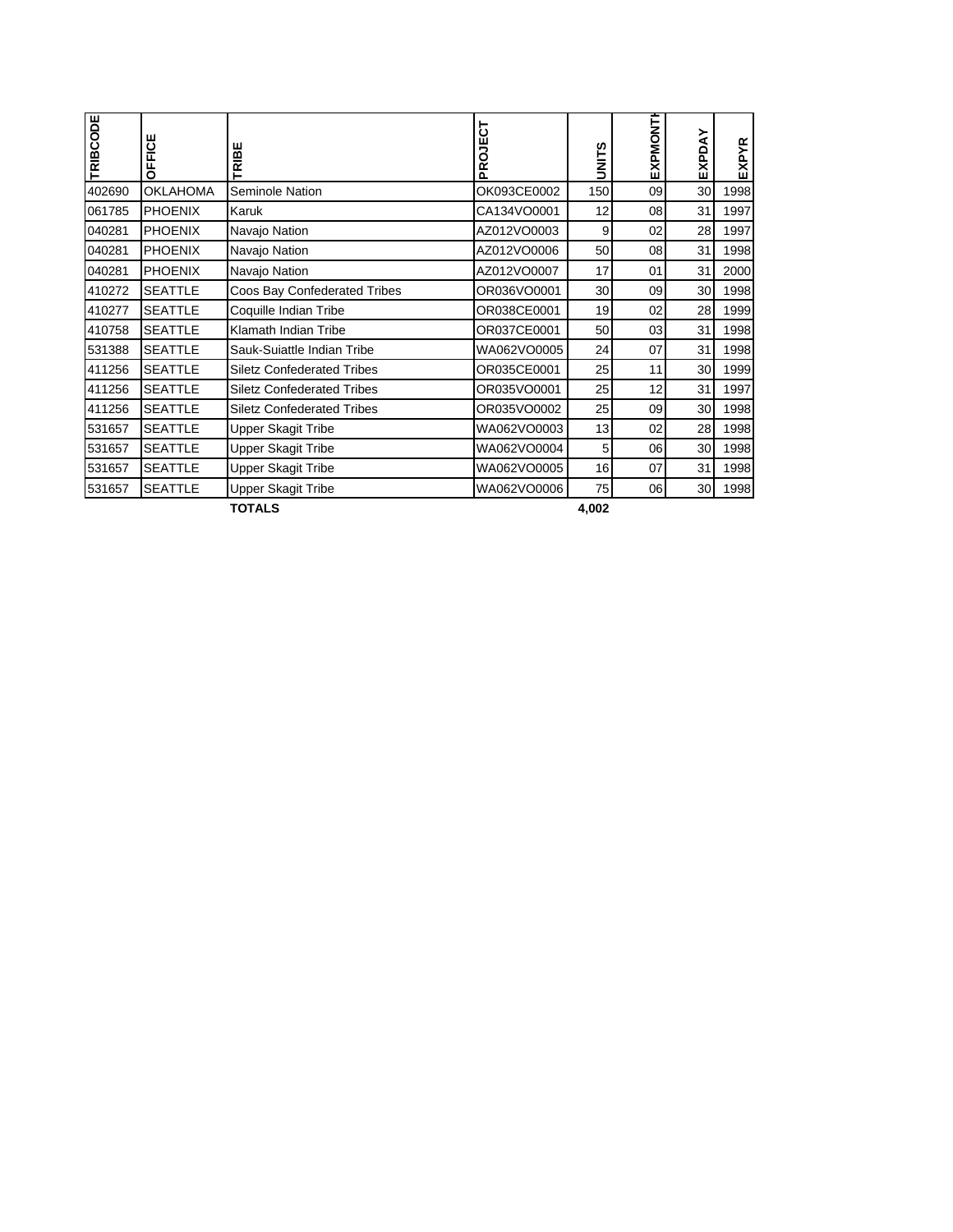| TRIBCODE | OFFICE | TRIBE | PROJECT | UNITS | EXPMONTH | EXPDAY | EXPYR |
|---|---|---|---|---|---|---|---|
| 402690 | OKLAHOMA | Seminole Nation | OK093CE0002 | 150 | 09 | 30 | 1998 |
| 061785 | PHOENIX | Karuk | CA134VO0001 | 12 | 08 | 31 | 1997 |
| 040281 | PHOENIX | Navajo Nation | AZ012VO0003 | 9 | 02 | 28 | 1997 |
| 040281 | PHOENIX | Navajo Nation | AZ012VO0006 | 50 | 08 | 31 | 1998 |
| 040281 | PHOENIX | Navajo Nation | AZ012VO0007 | 17 | 01 | 31 | 2000 |
| 410272 | SEATTLE | Coos Bay Confederated Tribes | OR036VO0001 | 30 | 09 | 30 | 1998 |
| 410277 | SEATTLE | Coquille Indian Tribe | OR038CE0001 | 19 | 02 | 28 | 1999 |
| 410758 | SEATTLE | Klamath Indian Tribe | OR037CE0001 | 50 | 03 | 31 | 1998 |
| 531388 | SEATTLE | Sauk-Suiattle Indian Tribe | WA062VO0005 | 24 | 07 | 31 | 1998 |
| 411256 | SEATTLE | Siletz Confederated Tribes | OR035CE0001 | 25 | 11 | 30 | 1999 |
| 411256 | SEATTLE | Siletz Confederated Tribes | OR035VO0001 | 25 | 12 | 31 | 1997 |
| 411256 | SEATTLE | Siletz Confederated Tribes | OR035VO0002 | 25 | 09 | 30 | 1998 |
| 531657 | SEATTLE | Upper Skagit Tribe | WA062VO0003 | 13 | 02 | 28 | 1998 |
| 531657 | SEATTLE | Upper Skagit Tribe | WA062VO0004 | 5 | 06 | 30 | 1998 |
| 531657 | SEATTLE | Upper Skagit Tribe | WA062VO0005 | 16 | 07 | 31 | 1998 |
| 531657 | SEATTLE | Upper Skagit Tribe | WA062VO0006 | 75 | 06 | 30 | 1998 |
| | | **TOTALS** | | **4,002** | | | |